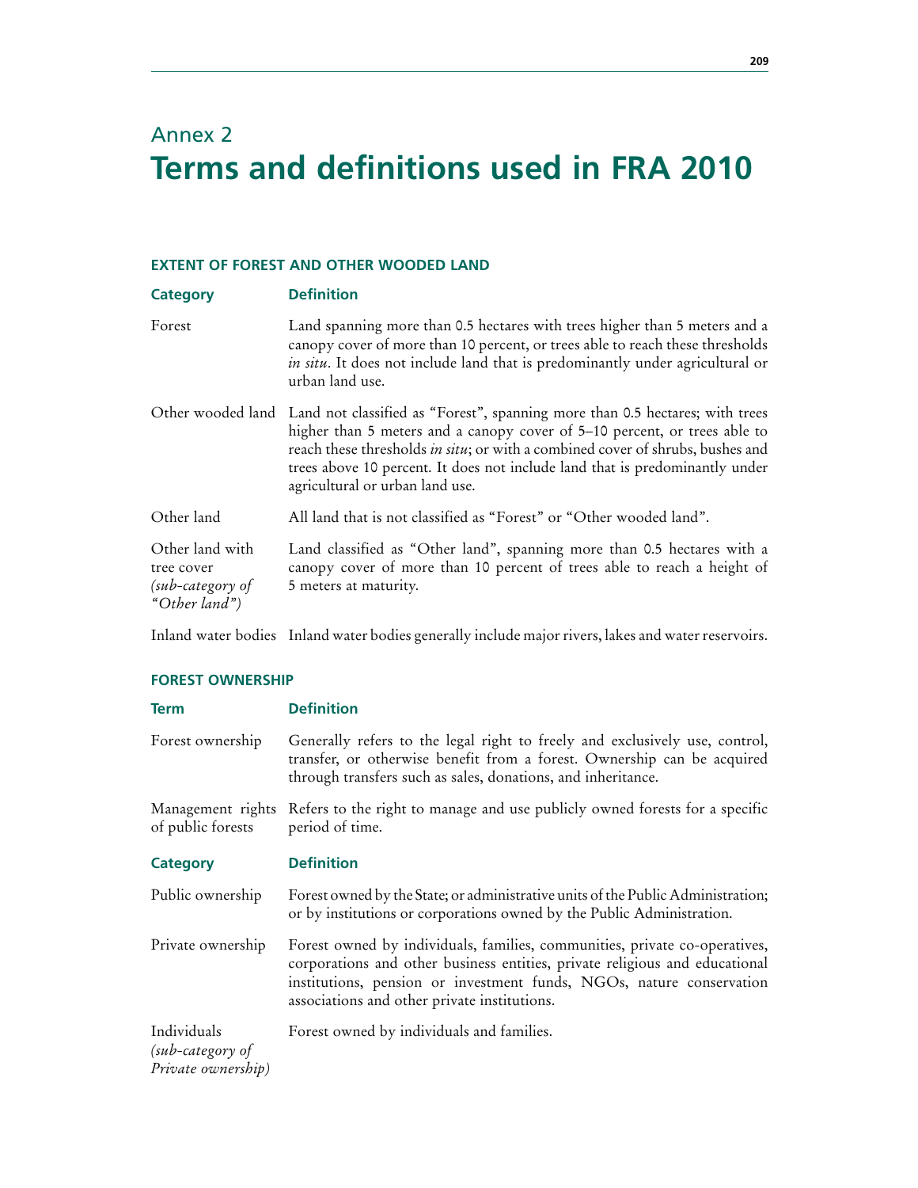# Annex 2
# Terms and definitions used in FRA 2010

## EXTENT OF FOREST AND OTHER WOODED LAND

| Category | Definition |
|---|---|
| Forest | Land spanning more than 0.5 hectares with trees higher than 5 meters and a canopy cover of more than 10 percent, or trees able to reach these thresholds *in situ*. It does not include land that is predominantly under agricultural or urban land use. |
| Other wooded land | Land not classified as "Forest", spanning more than 0.5 hectares; with trees higher than 5 meters and a canopy cover of 5–10 percent, or trees able to reach these thresholds *in situ*; or with a combined cover of shrubs, bushes and trees above 10 percent. It does not include land that is predominantly under agricultural or urban land use. |
| Other land | All land that is not classified as "Forest" or "Other wooded land". |
| Other land with tree cover *(sub-category of "Other land")* | Land classified as "Other land", spanning more than 0.5 hectares with a canopy cover of more than 10 percent of trees able to reach a height of 5 meters at maturity. |
| Inland water bodies | Inland water bodies generally include major rivers, lakes and water reservoirs. |

## FOREST OWNERSHIP

| Term | Definition |
|---|---|
| Forest ownership | Generally refers to the legal right to freely and exclusively use, control, transfer, or otherwise benefit from a forest. Ownership can be acquired through transfers such as sales, donations, and inheritance. |
| Management rights of public forests | Refers to the right to manage and use publicly owned forests for a specific period of time. |

| Category | Definition |
|---|---|
| Public ownership | Forest owned by the State; or administrative units of the Public Administration; or by institutions or corporations owned by the Public Administration. |
| Private ownership | Forest owned by individuals, families, communities, private co-operatives, corporations and other business entities, private religious and educational institutions, pension or investment funds, NGOs, nature conservation associations and other private institutions. |
| Individuals *(sub-category of Private ownership)* | Forest owned by individuals and families. |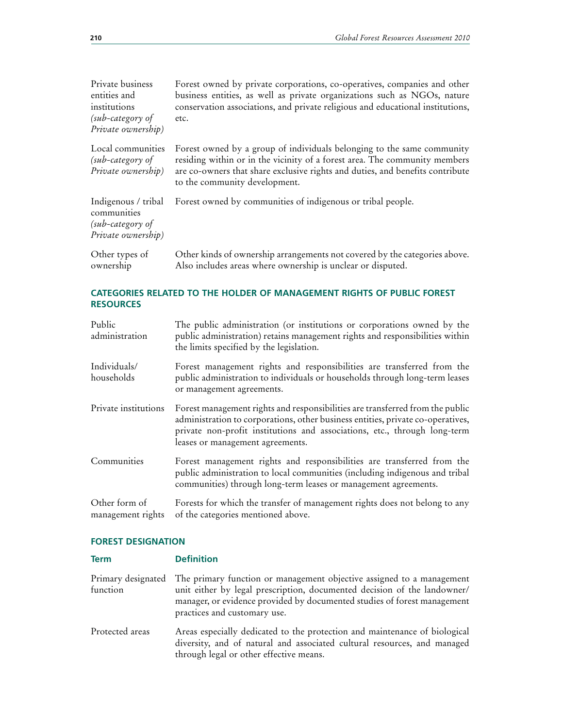| | |
|---|---|
| Private business entities and institutions *(sub-category of Private ownership)* | Forest owned by private corporations, co-operatives, companies and other business entities, as well as private organizations such as NGOs, nature conservation associations, and private religious and educational institutions, etc. |
| Local communities *(sub-category of Private ownership)* | Forest owned by a group of individuals belonging to the same community residing within or in the vicinity of a forest area. The community members are co-owners that share exclusive rights and duties, and benefits contribute to the community development. |
| Indigenous / tribal communities *(sub-category of Private ownership)* | Forest owned by communities of indigenous or tribal people. |
| Other types of ownership | Other kinds of ownership arrangements not covered by the categories above. Also includes areas where ownership is unclear or disputed. |

## CATEGORIES RELATED TO THE HOLDER OF MANAGEMENT RIGHTS OF PUBLIC FOREST RESOURCES

| | |
|---|---|
| Public administration | The public administration (or institutions or corporations owned by the public administration) retains management rights and responsibilities within the limits specified by the legislation. |
| Individuals/ households | Forest management rights and responsibilities are transferred from the public administration to individuals or households through long-term leases or management agreements. |
| Private institutions | Forest management rights and responsibilities are transferred from the public administration to corporations, other business entities, private co-operatives, private non-profit institutions and associations, etc., through long-term leases or management agreements. |
| Communities | Forest management rights and responsibilities are transferred from the public administration to local communities (including indigenous and tribal communities) through long-term leases or management agreements. |
| Other form of management rights | Forests for which the transfer of management rights does not belong to any of the categories mentioned above. |

## FOREST DESIGNATION

| Term | Definition |
|---|---|
| Primary designated function | The primary function or management objective assigned to a management unit either by legal prescription, documented decision of the landowner/ manager, or evidence provided by documented studies of forest management practices and customary use. |
| Protected areas | Areas especially dedicated to the protection and maintenance of biological diversity, and of natural and associated cultural resources, and managed through legal or other effective means. |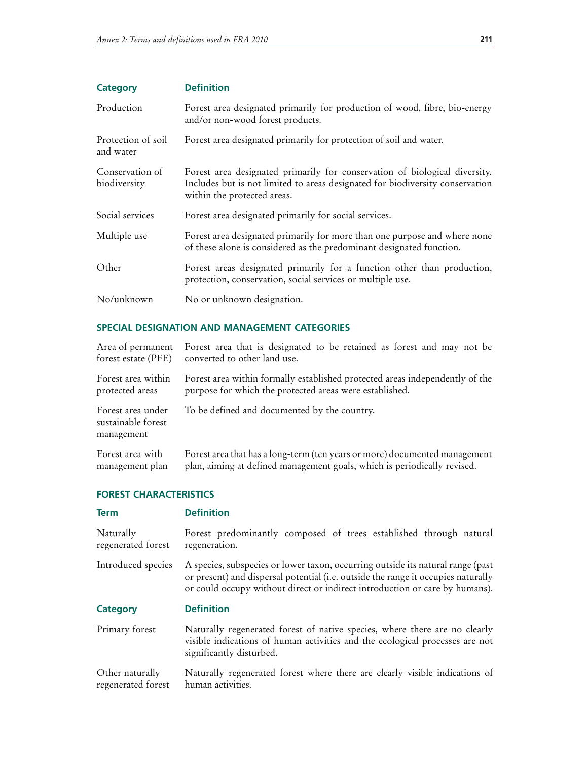| Category | Definition |
|---|---|
| Production | Forest area designated primarily for production of wood, fibre, bio-energy and/or non-wood forest products. |
| Protection of soil and water | Forest area designated primarily for protection of soil and water. |
| Conservation of biodiversity | Forest area designated primarily for conservation of biological diversity. Includes but is not limited to areas designated for biodiversity conservation within the protected areas. |
| Social services | Forest area designated primarily for social services. |
| Multiple use | Forest area designated primarily for more than one purpose and where none of these alone is considered as the predominant designated function. |
| Other | Forest areas designated primarily for a function other than production, protection, conservation, social services or multiple use. |
| No/unknown | No or unknown designation. |

## SPECIAL DESIGNATION AND MANAGEMENT CATEGORIES

| | |
|---|---|
| Area of permanent forest estate (PFE) | Forest area that is designated to be retained as forest and may not be converted to other land use. |
| Forest area within protected areas | Forest area within formally established protected areas independently of the purpose for which the protected areas were established. |
| Forest area under sustainable forest management | To be defined and documented by the country. |
| Forest area with management plan | Forest area that has a long-term (ten years or more) documented management plan, aiming at defined management goals, which is periodically revised. |

## FOREST CHARACTERISTICS

| Term | Definition |
|---|---|
| Naturally regenerated forest | Forest predominantly composed of trees established through natural regeneration. |
| Introduced species | A species, subspecies or lower taxon, occurring outside its natural range (past or present) and dispersal potential (i.e. outside the range it occupies naturally or could occupy without direct or indirect introduction or care by humans). |

| Category | Definition |
|---|---|
| Primary forest | Naturally regenerated forest of native species, where there are no clearly visible indications of human activities and the ecological processes are not significantly disturbed. |
| Other naturally regenerated forest | Naturally regenerated forest where there are clearly visible indications of human activities. |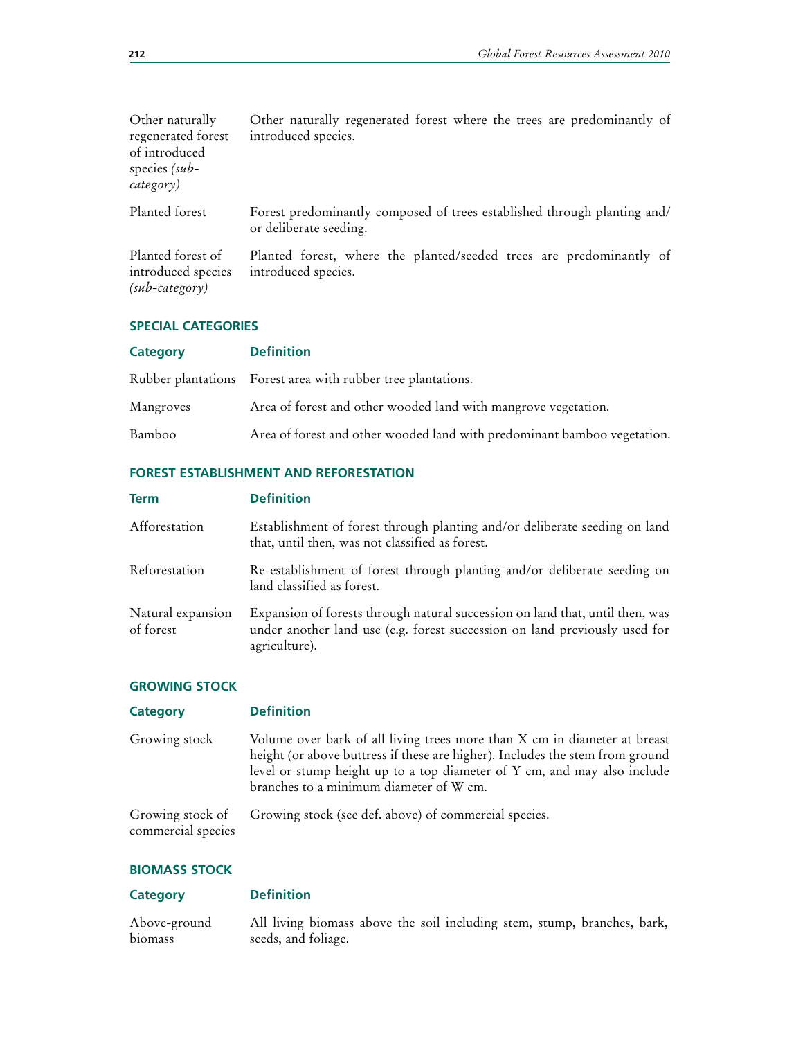| | |
|---|---|
| Other naturally regenerated forest of introduced species *(sub-category)* | Other naturally regenerated forest where the trees are predominantly of introduced species. |
| Planted forest | Forest predominantly composed of trees established through planting and/or deliberate seeding. |
| Planted forest of introduced species *(sub-category)* | Planted forest, where the planted/seeded trees are predominantly of introduced species. |

## SPECIAL CATEGORIES

| Category | Definition |
|---|---|
| Rubber plantations | Forest area with rubber tree plantations. |
| Mangroves | Area of forest and other wooded land with mangrove vegetation. |
| Bamboo | Area of forest and other wooded land with predominant bamboo vegetation. |

## FOREST ESTABLISHMENT AND REFORESTATION

| Term | Definition |
|---|---|
| Afforestation | Establishment of forest through planting and/or deliberate seeding on land that, until then, was not classified as forest. |
| Reforestation | Re-establishment of forest through planting and/or deliberate seeding on land classified as forest. |
| Natural expansion of forest | Expansion of forests through natural succession on land that, until then, was under another land use (e.g. forest succession on land previously used for agriculture). |

## GROWING STOCK

| Category | Definition |
|---|---|
| Growing stock | Volume over bark of all living trees more than X cm in diameter at breast height (or above buttress if these are higher). Includes the stem from ground level or stump height up to a top diameter of Y cm, and may also include branches to a minimum diameter of W cm. |
| Growing stock of commercial species | Growing stock (see def. above) of commercial species. |

## BIOMASS STOCK

| Category | Definition |
|---|---|
| Above-ground biomass | All living biomass above the soil including stem, stump, branches, bark, seeds, and foliage. |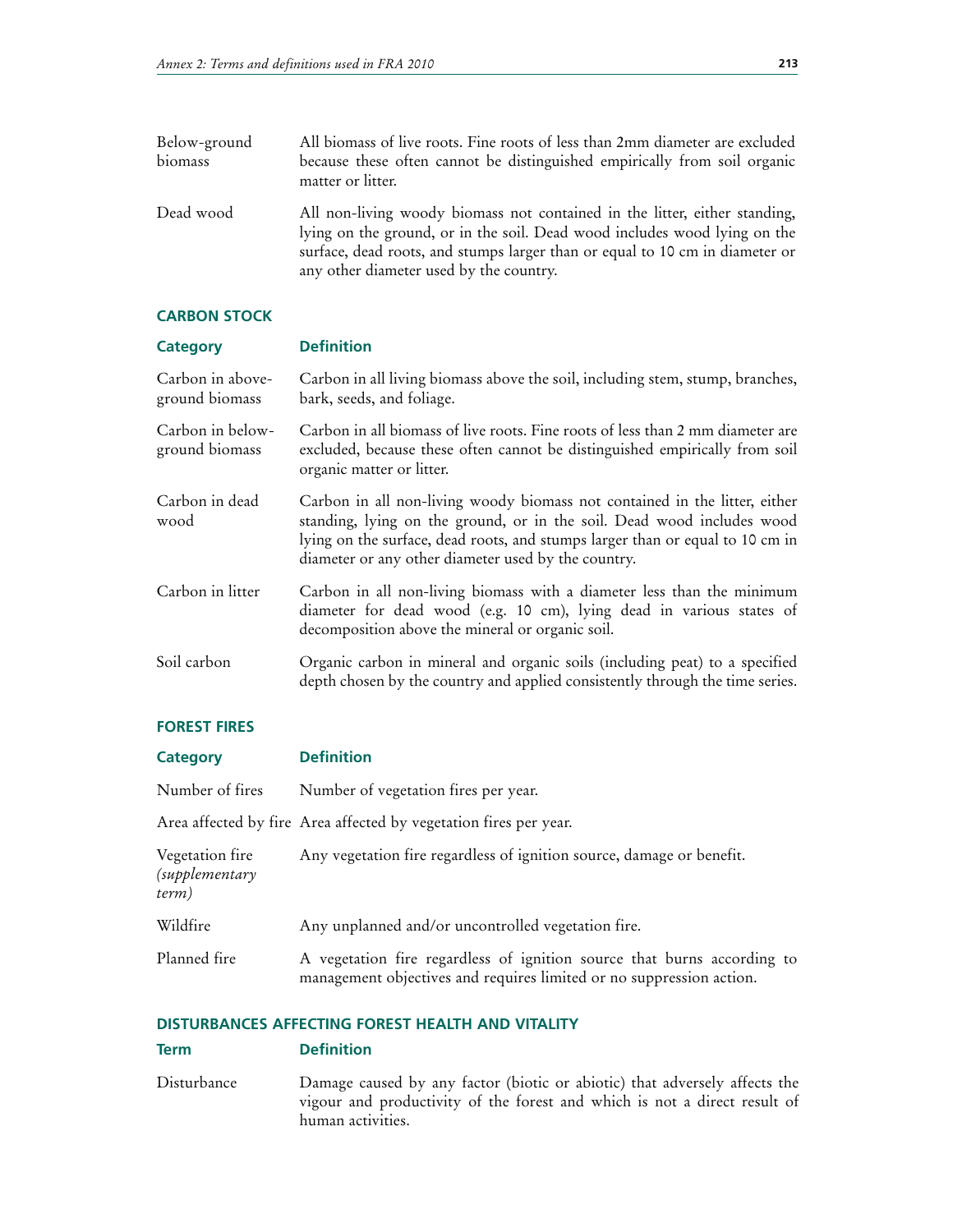| | |
|---|---|
| Below-ground biomass | All biomass of live roots. Fine roots of less than 2mm diameter are excluded because these often cannot be distinguished empirically from soil organic matter or litter. |
| Dead wood | All non-living woody biomass not contained in the litter, either standing, lying on the ground, or in the soil. Dead wood includes wood lying on the surface, dead roots, and stumps larger than or equal to 10 cm in diameter or any other diameter used by the country. |

## CARBON STOCK

| Category | Definition |
|---|---|
| Carbon in above-ground biomass | Carbon in all living biomass above the soil, including stem, stump, branches, bark, seeds, and foliage. |
| Carbon in below-ground biomass | Carbon in all biomass of live roots. Fine roots of less than 2 mm diameter are excluded, because these often cannot be distinguished empirically from soil organic matter or litter. |
| Carbon in dead wood | Carbon in all non-living woody biomass not contained in the litter, either standing, lying on the ground, or in the soil. Dead wood includes wood lying on the surface, dead roots, and stumps larger than or equal to 10 cm in diameter or any other diameter used by the country. |
| Carbon in litter | Carbon in all non-living biomass with a diameter less than the minimum diameter for dead wood (e.g. 10 cm), lying dead in various states of decomposition above the mineral or organic soil. |
| Soil carbon | Organic carbon in mineral and organic soils (including peat) to a specified depth chosen by the country and applied consistently through the time series. |

## FOREST FIRES

| Category | Definition |
|---|---|
| Number of fires | Number of vegetation fires per year. |
| Area affected by fire | Area affected by vegetation fires per year. |
| Vegetation fire *(supplementary term)* | Any vegetation fire regardless of ignition source, damage or benefit. |
| Wildfire | Any unplanned and/or uncontrolled vegetation fire. |
| Planned fire | A vegetation fire regardless of ignition source that burns according to management objectives and requires limited or no suppression action. |

## DISTURBANCES AFFECTING FOREST HEALTH AND VITALITY

| Term | Definition |
|---|---|
| Disturbance | Damage caused by any factor (biotic or abiotic) that adversely affects the vigour and productivity of the forest and which is not a direct result of human activities. |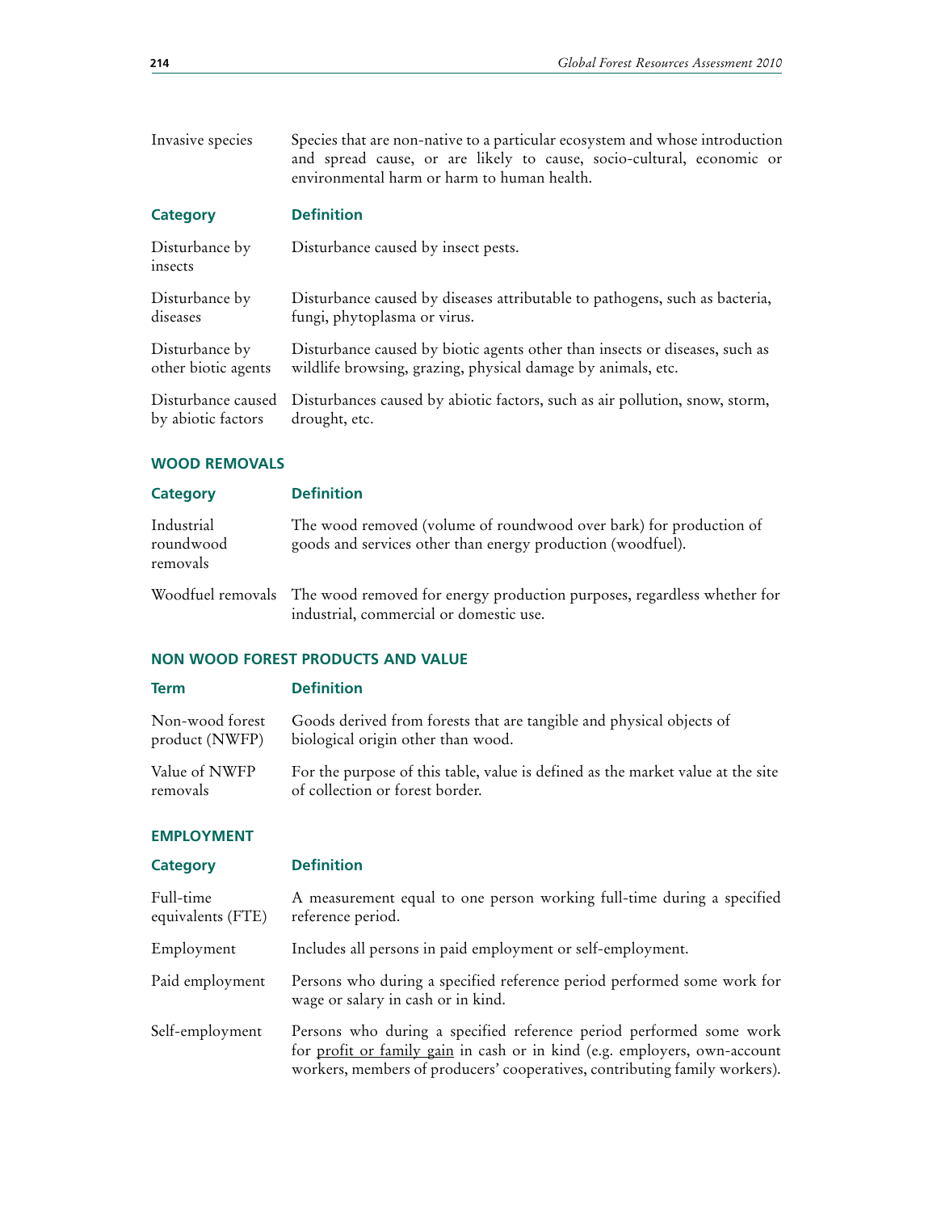| | |
|---|---|
| Invasive species | Species that are non-native to a particular ecosystem and whose introduction and spread cause, or are likely to cause, socio-cultural, economic or environmental harm or harm to human health. |

| **Category** | **Definition** |
|---|---|
| Disturbance by insects | Disturbance caused by insect pests. |
| Disturbance by diseases | Disturbance caused by diseases attributable to pathogens, such as bacteria, fungi, phytoplasma or virus. |
| Disturbance by other biotic agents | Disturbance caused by biotic agents other than insects or diseases, such as wildlife browsing, grazing, physical damage by animals, etc. |
| Disturbance caused by abiotic factors | Disturbances caused by abiotic factors, such as air pollution, snow, storm, drought, etc. |

### WOOD REMOVALS

| **Category** | **Definition** |
|---|---|
| Industrial roundwood removals | The wood removed (volume of roundwood over bark) for production of goods and services other than energy production (woodfuel). |
| Woodfuel removals | The wood removed for energy production purposes, regardless whether for industrial, commercial or domestic use. |

### NON WOOD FOREST PRODUCTS AND VALUE

| **Term** | **Definition** |
|---|---|
| Non-wood forest product (NWFP) | Goods derived from forests that are tangible and physical objects of biological origin other than wood. |
| Value of NWFP removals | For the purpose of this table, value is defined as the market value at the site of collection or forest border. |

### EMPLOYMENT

| **Category** | **Definition** |
|---|---|
| Full-time equivalents (FTE) | A measurement equal to one person working full-time during a specified reference period. |
| Employment | Includes all persons in paid employment or self-employment. |
| Paid employment | Persons who during a specified reference period performed some work for wage or salary in cash or in kind. |
| Self-employment | Persons who during a specified reference period performed some work for profit or family gain in cash or in kind (e.g. employers, own-account workers, members of producers' cooperatives, contributing family workers). |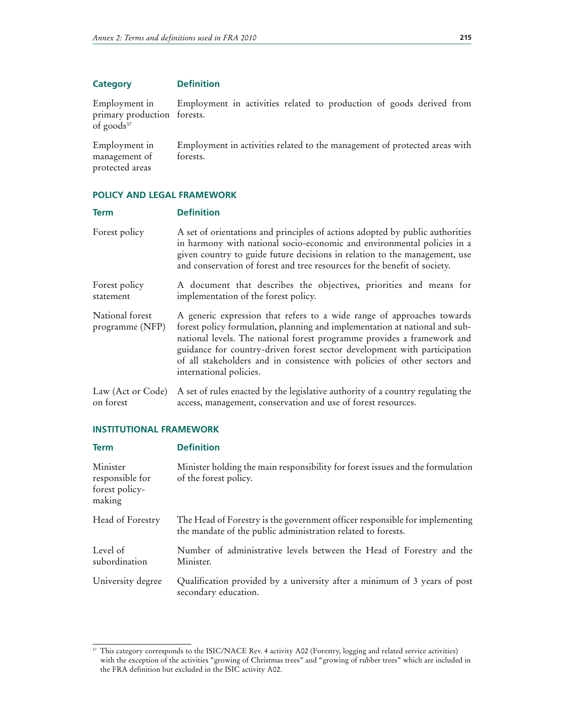| Category | Definition |
| --- | --- |
| Employment in primary production of goods[37] | Employment in activities related to production of goods derived from forests. |
| Employment in management of protected areas | Employment in activities related to the management of protected areas with forests. |

## POLICY AND LEGAL FRAMEWORK

| Term | Definition |
| --- | --- |
| Forest policy | A set of orientations and principles of actions adopted by public authorities in harmony with national socio-economic and environmental policies in a given country to guide future decisions in relation to the management, use and conservation of forest and tree resources for the benefit of society. |
| Forest policy statement | A document that describes the objectives, priorities and means for implementation of the forest policy. |
| National forest programme (NFP) | A generic expression that refers to a wide range of approaches towards forest policy formulation, planning and implementation at national and sub-national levels. The national forest programme provides a framework and guidance for country-driven forest sector development with participation of all stakeholders and in consistence with policies of other sectors and international policies. |
| Law (Act or Code) on forest | A set of rules enacted by the legislative authority of a country regulating the access, management, conservation and use of forest resources. |

## INSTITUTIONAL FRAMEWORK

| Term | Definition |
| --- | --- |
| Minister responsible for forest policy-making | Minister holding the main responsibility for forest issues and the formulation of the forest policy. |
| Head of Forestry | The Head of Forestry is the government officer responsible for implementing the mandate of the public administration related to forests. |
| Level of subordination | Number of administrative levels between the Head of Forestry and the Minister. |
| University degree | Qualification provided by a university after a minimum of 3 years of post secondary education. |

[37] This category corresponds to the ISIC/NACE Rev. 4 activity A02 (Forestry, logging and related service activities) with the exception of the activities "growing of Christmas trees" and "growing of rubber trees" which are included in the FRA definition but excluded in the ISIC activity A02.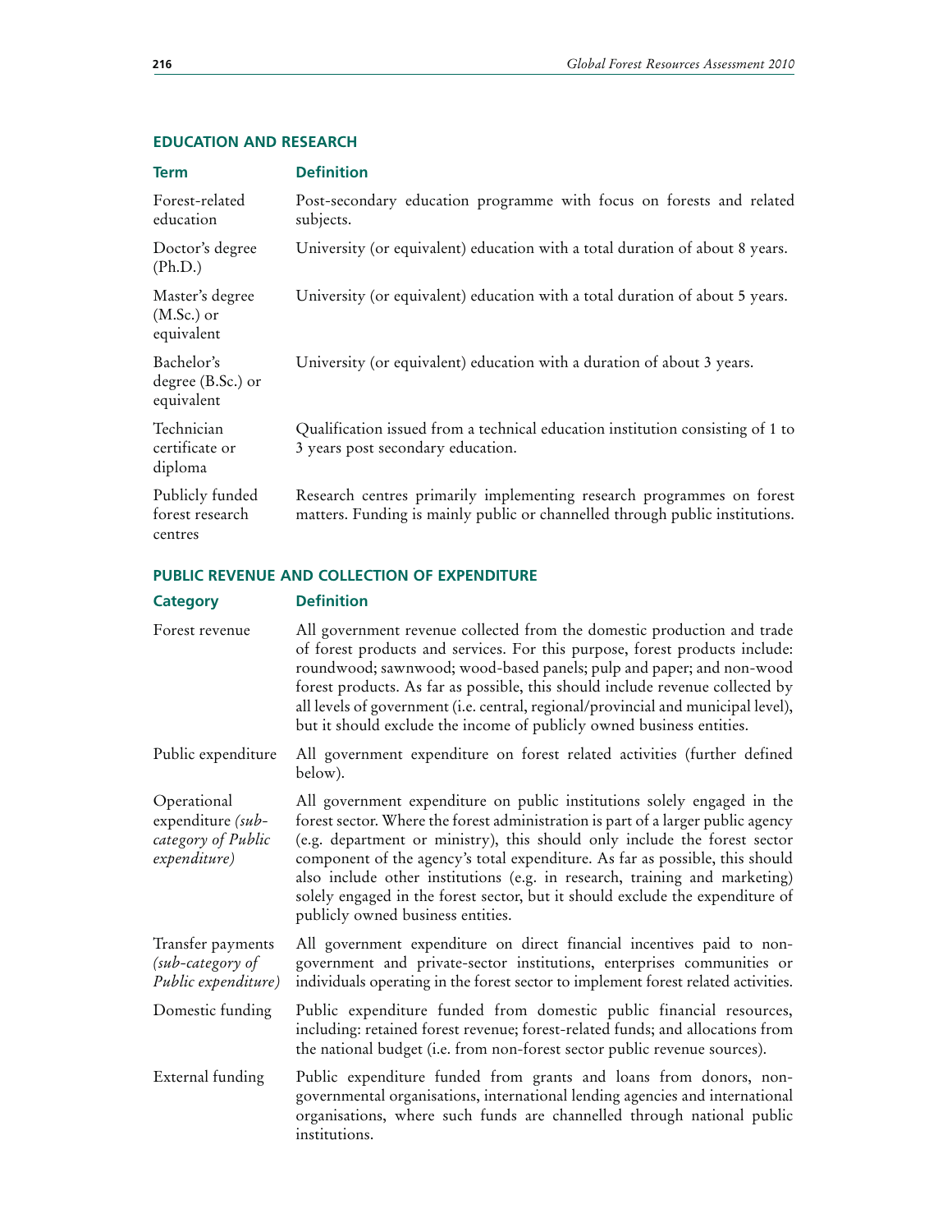## EDUCATION AND RESEARCH

| Term | Definition |
|---|---|
| Forest-related education | Post-secondary education programme with focus on forests and related subjects. |
| Doctor's degree (Ph.D.) | University (or equivalent) education with a total duration of about 8 years. |
| Master's degree (M.Sc.) or equivalent | University (or equivalent) education with a total duration of about 5 years. |
| Bachelor's degree (B.Sc.) or equivalent | University (or equivalent) education with a duration of about 3 years. |
| Technician certificate or diploma | Qualification issued from a technical education institution consisting of 1 to 3 years post secondary education. |
| Publicly funded forest research centres | Research centres primarily implementing research programmes on forest matters. Funding is mainly public or channelled through public institutions. |

## PUBLIC REVENUE AND COLLECTION OF EXPENDITURE

| Category | Definition |
|---|---|
| Forest revenue | All government revenue collected from the domestic production and trade of forest products and services. For this purpose, forest products include: roundwood; sawnwood; wood-based panels; pulp and paper; and non-wood forest products. As far as possible, this should include revenue collected by all levels of government (i.e. central, regional/provincial and municipal level), but it should exclude the income of publicly owned business entities. |
| Public expenditure | All government expenditure on forest related activities (further defined below). |
| Operational expenditure *(sub-category of Public expenditure)* | All government expenditure on public institutions solely engaged in the forest sector. Where the forest administration is part of a larger public agency (e.g. department or ministry), this should only include the forest sector component of the agency's total expenditure. As far as possible, this should also include other institutions (e.g. in research, training and marketing) solely engaged in the forest sector, but it should exclude the expenditure of publicly owned business entities. |
| Transfer payments *(sub-category of Public expenditure)* | All government expenditure on direct financial incentives paid to non-government and private-sector institutions, enterprises communities or individuals operating in the forest sector to implement forest related activities. |
| Domestic funding | Public expenditure funded from domestic public financial resources, including: retained forest revenue; forest-related funds; and allocations from the national budget (i.e. from non-forest sector public revenue sources). |
| External funding | Public expenditure funded from grants and loans from donors, non-governmental organisations, international lending agencies and international organisations, where such funds are channelled through national public institutions. |